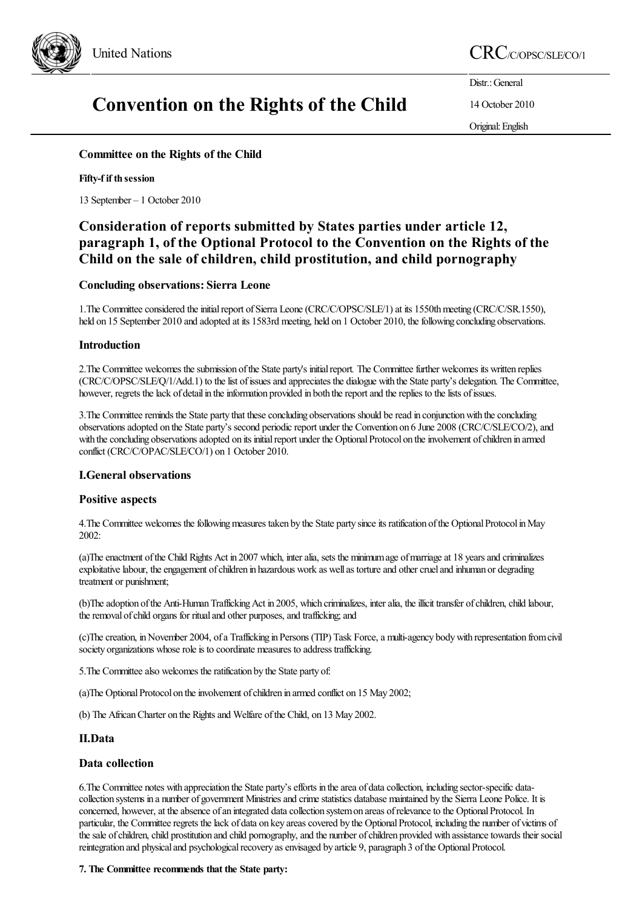United Nations

CRC/C/OPSC/SLE/CO/1

Distr.: General

14 October 2010

Original: English

# Convention on the Rights of the Child

**Committee on the Rights of the Child**

**Fifty-fifth session**

13 September – 1 October 2010

## Consideration of reports submitted by States parties under article 12, paragraph 1, of the Optional Protocol to the Convention on the Rights of the Child on the sale of children, child prostitution, and child pornography

### Concluding observations: Sierra Leone

1.The Committee considered the initial report of Sierra Leone (CRC/C/OPSC/SLE/1) at its 1550th meeting (CRC/C/SR.1550), held on 15 September 2010 and adopted at its 1583rd meeting, held on 1 October 2010, the following concluding observations.

### Introduction

2.The Committee welcomes the submission of the State party's initial report. The Committee further welcomes its written replies (CRC/C/OPSC/SLE/Q/1/Add.1) to the list of issues and appreciates the dialogue with the State party's delegation. The Committee, however, regrets the lack of detail in the information provided in both the report and the replies to the lists of issues.

3.The Committee reminds the State party that these concluding observations should be read in conjunction with the concluding observations adopted on the State party's second periodic report under the Convention on 6 June 2008 (CRC/C/SLE/CO/2), and with the concluding observations adopted on its initial report under the Optional Protocol on the involvement of children in armed conflict (CRC/C/OPAC/SLE/CO/1) on 1 October 2010.

### I.General observations

### Positive aspects

4.The Committee welcomes the following measures taken by the State party since its ratification of the Optional Protocol in May 2002:

(a)The enactment of the Child Rights Act in 2007 which, inter alia, sets the minimum age of marriage at 18 years and criminalizes exploitative labour, the engagement of children in hazardous work as well as torture and other cruel and inhuman or degrading treatment or punishment;

(b)The adoption of the Anti-Human Trafficking Act in 2005, which criminalizes, inter alia, the illicit transfer of children, child labour, the removal of child organs for ritual and other purposes, and trafficking; and

(c)The creation, in November 2004, of a Trafficking in Persons (TIP) Task Force, a multi-agency body with representation from civil society organizations whose role is to coordinate measures to address trafficking.

5.The Committee also welcomes the ratification by the State party of:

(a)The Optional Protocol on the involvement of children in armed conflict on 15 May 2002;

(b) The African Charter on the Rights and Welfare of the Child, on 13 May 2002.

### II.Data

### Data collection

6.The Committee notes with appreciation the State party's efforts in the area of data collection, including sector-specific data-collection systems in a number of government Ministries and crime statistics database maintained by the Sierra Leone Police. It is concerned, however, at the absence of an integrated data collection system on areas of relevance to the Optional Protocol. In particular, the Committee regrets the lack of data on key areas covered by the Optional Protocol, including the number of victims of the sale of children, child prostitution and child pornography, and the number of children provided with assistance towards their social reintegration and physical and psychological recovery as envisaged by article 9, paragraph 3 of the Optional Protocol.

**7. The Committee recommends that the State party:**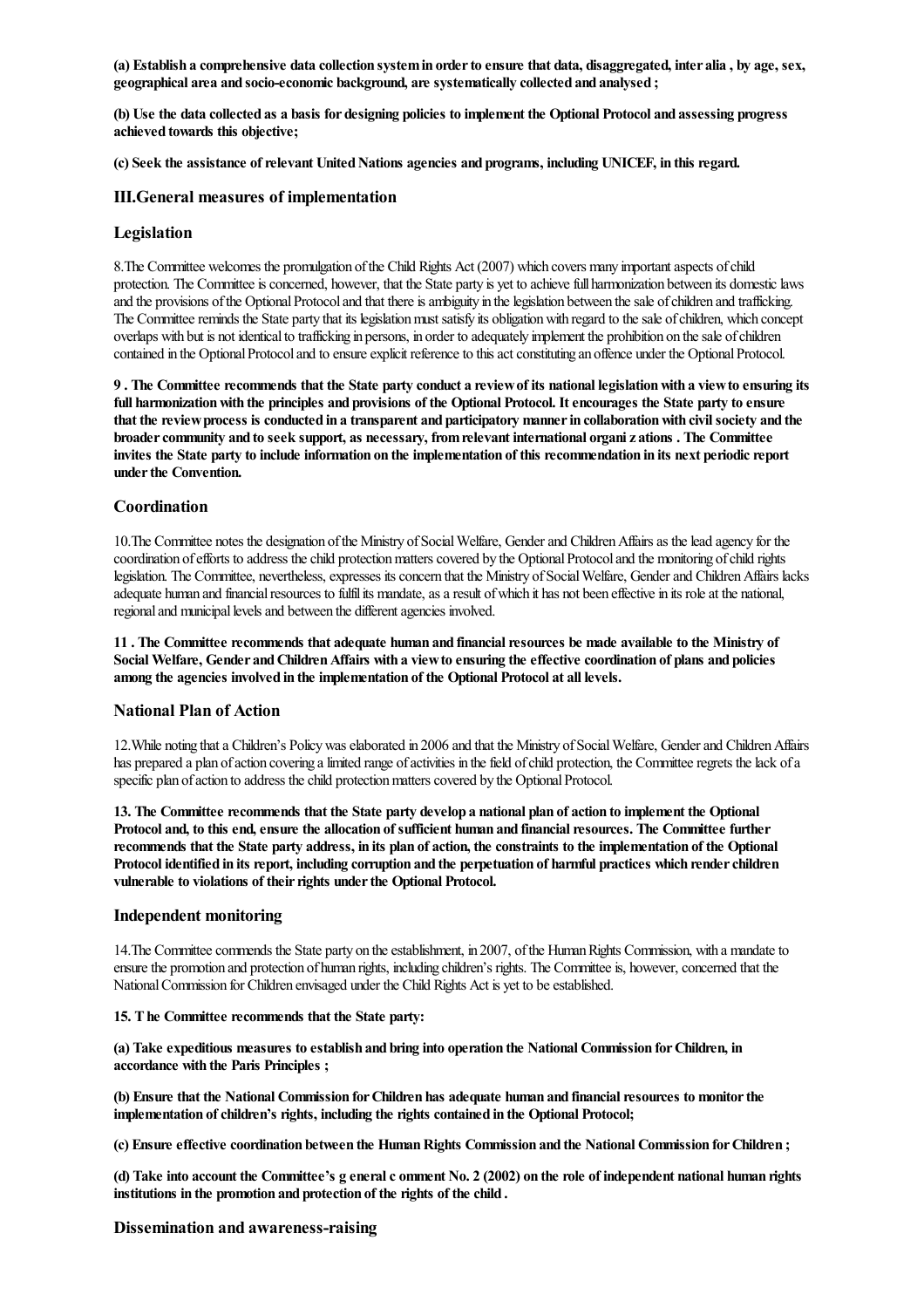**(a) Establish a comprehensive data collection system in order to ensure that data, disaggregated, inter alia , by age, sex, geographical area and socio-economic background, are systematically collected and analysed ;**

**(b) Use the data collected as a basis for designing policies to implement the Optional Protocol and assessing progress achieved towards this objective;**

**(c) Seek the assistance of relevant United Nations agencies and programs, including UNICEF, in this regard.**

## III.General measures of implementation

### Legislation

8.The Committee welcomes the promulgation of the Child Rights Act (2007) which covers many important aspects of child protection. The Committee is concerned, however, that the State party is yet to achieve full harmonization between its domestic laws and the provisions of the Optional Protocol and that there is ambiguity in the legislation between the sale of children and trafficking. The Committee reminds the State party that its legislation must satisfy its obligation with regard to the sale of children, which concept overlaps with but is not identical to trafficking in persons, in order to adequately implement the prohibition on the sale of children contained in the Optional Protocol and to ensure explicit reference to this act constituting an offence under the Optional Protocol.

**9 . The Committee recommends that the State party conduct a review of its national legislation with a view to ensuring its full harmonization with the principles and provisions of the Optional Protocol. It encourages the State party to ensure that the review process is conducted in a transparent and participatory manner in collaboration with civil society and the broader community and to seek support, as necessary, from relevant international organi z ations . The Committee invites the State party to include information on the implementation of this recommendation in its next periodic report under the Convention.**

### Coordination

10.The Committee notes the designation of the Ministry of Social Welfare, Gender and Children Affairs as the lead agency for the coordination of efforts to address the child protection matters covered by the Optional Protocol and the monitoring of child rights legislation. The Committee, nevertheless, expresses its concern that the Ministry of Social Welfare, Gender and Children Affairs lacks adequate human and financial resources to fulfil its mandate, as a result of which it has not been effective in its role at the national, regional and municipal levels and between the different agencies involved.

**11 . The Committee recommends that adequate human and financial resources be made available to the Ministry of Social Welfare, Gender and Children Affairs with a view to ensuring the effective coordination of plans and policies among the agencies involved in the implementation of the Optional Protocol at all levels.**

### National Plan of Action

12.While noting that a Children's Policy was elaborated in 2006 and that the Ministry of Social Welfare, Gender and Children Affairs has prepared a plan of action covering a limited range of activities in the field of child protection, the Committee regrets the lack of a specific plan of action to address the child protection matters covered by the Optional Protocol.

**13. The Committee recommends that the State party develop a national plan of action to implement the Optional Protocol and, to this end, ensure the allocation of sufficient human and financial resources. The Committee further recommends that the State party address, in its plan of action, the constraints to the implementation of the Optional Protocol identified in its report, including corruption and the perpetuation of harmful practices which render children vulnerable to violations of their rights under the Optional Protocol.**

### Independent monitoring

14.The Committee commends the State party on the establishment, in 2007, of the Human Rights Commission, with a mandate to ensure the promotion and protection of human rights, including children's rights. The Committee is, however, concerned that the National Commission for Children envisaged under the Child Rights Act is yet to be established.

**15. T he Committee recommends that the State party:**

**(a) Take expeditious measures to establish and bring into operation the National Commission for Children, in accordance with the Paris Principles ;**

**(b) Ensure that the National Commission for Children has adequate human and financial resources to monitor the implementation of children's rights, including the rights contained in the Optional Protocol;**

**(c) Ensure effective coordination between the Human Rights Commission and the National Commission for Children ;**

**(d) Take into account the Committee's g eneral c omment No. 2 (2002) on the role of independent national human rights institutions in the promotion and protection of the rights of the child .**

### Dissemination and awareness-raising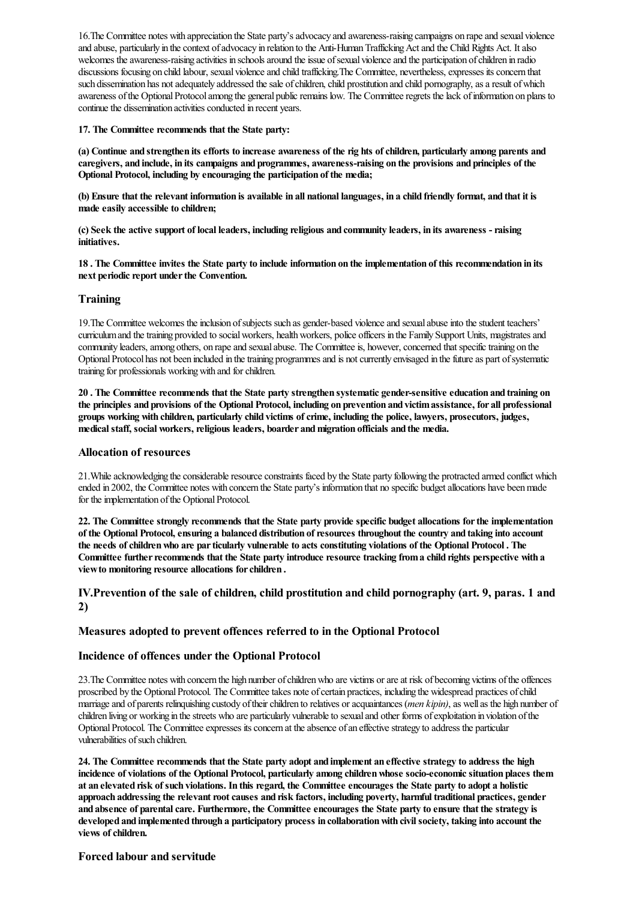16.The Committee notes with appreciation the State party's advocacy and awareness-raising campaigns on rape and sexual violence and abuse, particularly in the context of advocacy in relation to the Anti-Human Trafficking Act and the Child Rights Act. It also welcomes the awareness-raising activities in schools around the issue of sexual violence and the participation of children in radio discussions focusing on child labour, sexual violence and child trafficking.The Committee, nevertheless, expresses its concern that such dissemination has not adequately addressed the sale of children, child prostitution and child pornography, as a result of which awareness of the Optional Protocol among the general public remains low. The Committee regrets the lack of information on plans to continue the dissemination activities conducted in recent years.

**17. The Committee recommends that the State party:**

**(a) Continue and strengthen its efforts to increase awareness of the rig hts of children, particularly among parents and caregivers, and include, in its campaigns and programmes, awareness-raising on the provisions and principles of the Optional Protocol, including by encouraging the participation of the media;**

**(b) Ensure that the relevant information is available in all national languages, in a child friendly format, and that it is made easily accessible to children;**

**(c) Seek the active support of local leaders, including religious and community leaders, in its awareness - raising initiatives.**

**18 . The Committee invites the State party to include information on the implementation of this recommendation in its next periodic report under the Convention.**

### Training

19.The Committee welcomes the inclusion of subjects such as gender-based violence and sexual abuse into the student teachers' curriculum and the training provided to social workers, health workers, police officers in the Family Support Units, magistrates and community leaders, among others, on rape and sexual abuse. The Committee is, however, concerned that specific training on the Optional Protocol has not been included in the training programmes and is not currently envisaged in the future as part of systematic training for professionals working with and for children.

**20 . The Committee recommends that the State party strengthen systematic gender-sensitive education and training on the principles and provisions of the Optional Protocol, including on prevention and victim assistance, for all professional groups working with children, particularly child victims of crime, including the police, lawyers, prosecutors, judges, medical staff, social workers, religious leaders, boarder and migration officials and the media.**

### Allocation of resources

21.While acknowledging the considerable resource constraints faced by the State party following the protracted armed conflict which ended in 2002, the Committee notes with concern the State party's information that no specific budget allocations have been made for the implementation of the Optional Protocol.

**22. The Committee strongly recommends that the State party provide specific budget allocations for the implementation of the Optional Protocol, ensuring a balanced distribution of resources throughout the country and taking into account the needs of children who are par ticularly vulnerable to acts constituting violations of the Optional Protocol . The Committee further recommends that the State party introduce resource tracking from a child rights perspective with a view to monitoring resource allocations for children .**

## IV.Prevention of the sale of children, child prostitution and child pornography (art. 9, paras. 1 and 2)

### Measures adopted to prevent offences referred to in the Optional Protocol

### Incidence of offences under the Optional Protocol

23.The Committee notes with concern the high number of children who are victims or are at risk of becoming victims of the offences proscribed by the Optional Protocol. The Committee takes note of certain practices, including the widespread practices of child marriage and of parents relinquishing custody of their children to relatives or acquaintances (*men kipin)*, as well as the high number of children living or working in the streets who are particularly vulnerable to sexual and other forms of exploitation in violation of the Optional Protocol. The Committee expresses its concern at the absence of an effective strategy to address the particular vulnerabilities of such children.

**24. The Committee recommends that the State party adopt and implement an effective strategy to address the high incidence of violations of the Optional Protocol, particularly among children whose socio-economic situation places them at an elevated risk of such violations. In this regard, the Committee encourages the State party to adopt a holistic approach addressing the relevant root causes and risk factors, including poverty, harmful traditional practices, gender and absence of parental care. Furthermore, the Committee encourages the State party to ensure that the strategy is developed and implemented through a participatory process in collaboration with civil society, taking into account the views of children.**

### Forced labour and servitude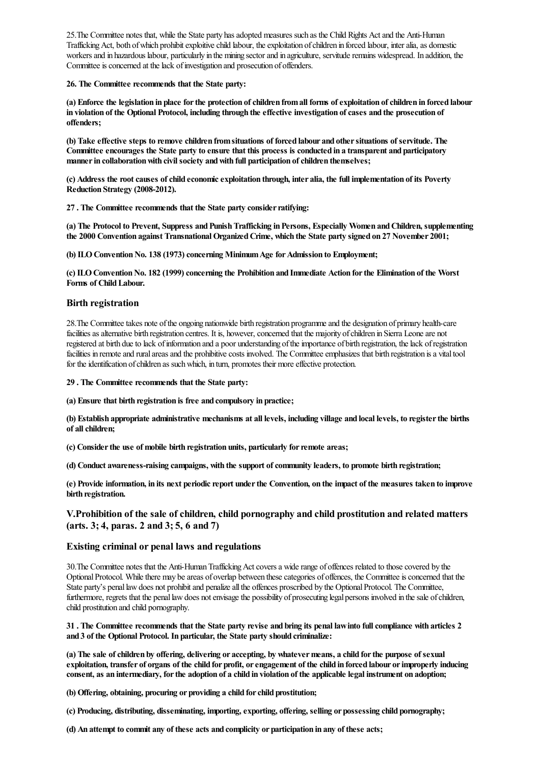25.The Committee notes that, while the State party has adopted measures such as the Child Rights Act and the Anti-Human Trafficking Act, both of which prohibit exploitive child labour, the exploitation of children in forced labour, inter alia, as domestic workers and in hazardous labour, particularly in the mining sector and in agriculture, servitude remains widespread. In addition, the Committee is concerned at the lack of investigation and prosecution of offenders.

**26. The Committee recommends that the State party:**

**(a) Enforce the legislation in place for the protection of children from all forms of exploitation of children in forced labour in violation of the Optional Protocol, including through the effective investigation of cases and the prosecution of offenders;**

**(b) Take effective steps to remove children from situations of forced labour and other situations of servitude. The Committee encourages the State party to ensure that this process is conducted in a transparent and participatory manner in collaboration with civil society and with full participation of children themselves;**

**(c) Address the root causes of child economic exploitation through, inter alia, the full implementation of its Poverty Reduction Strategy (2008-2012).**

**27 . The Committee recommends that the State party consider ratifying:**

**(a) The Protocol to Prevent, Suppress and Punish Trafficking in Persons, Especially Women and Children, supplementing the 2000 Convention against Transnational Organized Crime, which the State party signed on 27 November 2001;**

**(b) ILO Convention No. 138 (1973) concerning Minimum Age for Admission to Employment;**

**(c) ILO Convention No. 182 (1999) concerning the Prohibition and Immediate Action for the Elimination of the Worst Forms of Child Labour.**

### Birth registration

28.The Committee takes note of the ongoing nationwide birth registration programme and the designation of primary health-care facilities as alternative birth registration centres. It is, however, concerned that the majority of children in Sierra Leone are not registered at birth due to lack of information and a poor understanding of the importance of birth registration, the lack of registration facilities in remote and rural areas and the prohibitive costs involved. The Committee emphasizes that birth registration is a vital tool for the identification of children as such which, in turn, promotes their more effective protection.

**29 . The Committee recommends that the State party:**

**(a) Ensure that birth registration is free and compulsory in practice;**

**(b) Establish appropriate administrative mechanisms at all levels, including village and local levels, to register the births of all children;**

**(c) Consider the use of mobile birth registration units, particularly for remote areas;**

**(d) Conduct awareness-raising campaigns, with the support of community leaders, to promote birth registration;**

**(e) Provide information, in its next periodic report under the Convention, on the impact of the measures taken to improve birth registration.**

## V.Prohibition of the sale of children, child pornography and child prostitution and related matters (arts. 3; 4, paras. 2 and 3; 5, 6 and 7)

### Existing criminal or penal laws and regulations

30.The Committee notes that the Anti-Human Trafficking Act covers a wide range of offences related to those covered by the Optional Protocol. While there may be areas of overlap between these categories of offences, the Committee is concerned that the State party's penal law does not prohibit and penalize all the offences proscribed by the Optional Protocol. The Committee, furthermore, regrets that the penal law does not envisage the possibility of prosecuting legal persons involved in the sale of children, child prostitution and child pornography.

**31 . The Committee recommends that the State party revise and bring its penal law into full compliance with articles 2 and 3 of the Optional Protocol. In particular, the State party should criminalize:**

**(a) The sale of children by offering, delivering or accepting, by whatever means, a child for the purpose of sexual exploitation, transfer of organs of the child for profit, or engagement of the child in forced labour or improperly inducing consent, as an intermediary, for the adoption of a child in violation of the applicable legal instrument on adoption;**

**(b) Offering, obtaining, procuring or providing a child for child prostitution;**

**(c) Producing, distributing, disseminating, importing, exporting, offering, selling or possessing child pornography;**

**(d) An attempt to commit any of these acts and complicity or participation in any of these acts;**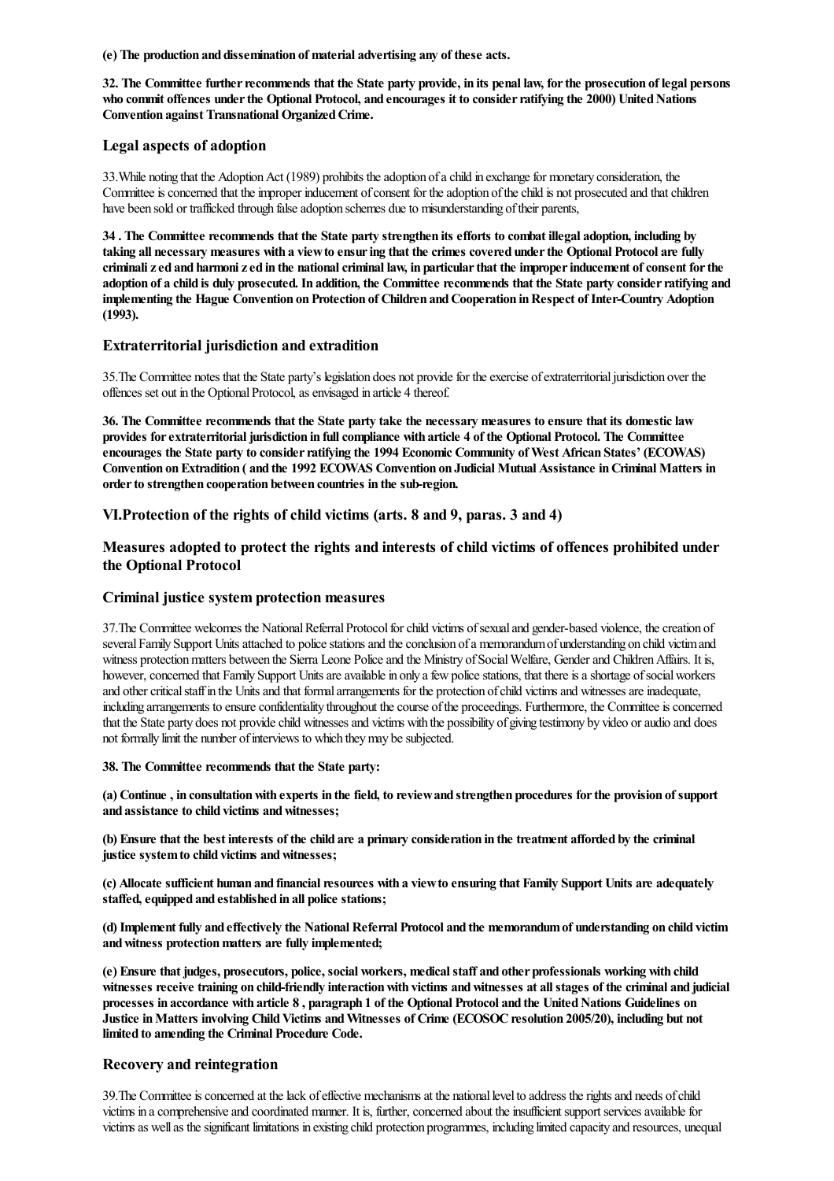**(e) The production and dissemination of material advertising any of these acts.**

**32. The Committee further recommends that the State party provide, in its penal law, for the prosecution of legal persons who commit offences under the Optional Protocol, and encourages it to consider ratifying the 2000) United Nations Convention against Transnational Organized Crime.**

### Legal aspects of adoption

33.While noting that the Adoption Act (1989) prohibits the adoption of a child in exchange for monetary consideration, the Committee is concerned that the improper inducement of consent for the adoption of the child is not prosecuted and that children have been sold or trafficked through false adoption schemes due to misunderstanding of their parents,

**34 . The Committee recommends that the State party strengthen its efforts to combat illegal adoption, including by taking all necessary measures with a view to ensur ing that the crimes covered under the Optional Protocol are fully criminali z ed and harmoni z ed in the national criminal law, in particular that the improper inducement of consent for the adoption of a child is duly prosecuted. In addition, the Committee recommends that the State party consider ratifying and implementing the Hague Convention on Protection of Children and Cooperation in Respect of Inter-Country Adoption (1993).**

### Extraterritorial jurisdiction and extradition

35.The Committee notes that the State party's legislation does not provide for the exercise of extraterritorial jurisdiction over the offences set out in the Optional Protocol, as envisaged in article 4 thereof.

**36. The Committee recommends that the State party take the necessary measures to ensure that its domestic law provides for extraterritorial jurisdiction in full compliance with article 4 of the Optional Protocol. The Committee encourages the State party to consider ratifying the 1994 Economic Community of West African States' (ECOWAS) Convention on Extradition ( and the 1992 ECOWAS Convention on Judicial Mutual Assistance in Criminal Matters in order to strengthen cooperation between countries in the sub-region.**

## VI.Protection of the rights of child victims (arts. 8 and 9, paras. 3 and 4)

### Measures adopted to protect the rights and interests of child victims of offences prohibited under the Optional Protocol

### Criminal justice system protection measures

37.The Committee welcomes the National Referral Protocol for child victims of sexual and gender-based violence, the creation of several Family Support Units attached to police stations and the conclusion of a memorandum of understanding on child victim and witness protection matters between the Sierra Leone Police and the Ministry of Social Welfare, Gender and Children Affairs. It is, however, concerned that Family Support Units are available in only a few police stations, that there is a shortage of social workers and other critical staff in the Units and that formal arrangements for the protection of child victims and witnesses are inadequate, including arrangements to ensure confidentiality throughout the course of the proceedings. Furthermore, the Committee is concerned that the State party does not provide child witnesses and victims with the possibility of giving testimony by video or audio and does not formally limit the number of interviews to which they may be subjected.

**38. The Committee recommends that the State party:**

**(a) Continue , in consultation with experts in the field, to review and strengthen procedures for the provision of support and assistance to child victims and witnesses;**

**(b) Ensure that the best interests of the child are a primary consideration in the treatment afforded by the criminal justice system to child victims and witnesses;**

**(c) Allocate sufficient human and financial resources with a view to ensuring that Family Support Units are adequately staffed, equipped and established in all police stations;**

**(d) Implement fully and effectively the National Referral Protocol and the memorandum of understanding on child victim and witness protection matters are fully implemented;**

**(e) Ensure that judges, prosecutors, police, social workers, medical staff and other professionals working with child witnesses receive training on child-friendly interaction with victims and witnesses at all stages of the criminal and judicial processes in accordance with article 8 , paragraph 1 of the Optional Protocol and the United Nations Guidelines on Justice in Matters involving Child Victims and Witnesses of Crime (ECOSOC resolution 2005/20), including but not limited to amending the Criminal Procedure Code.**

### Recovery and reintegration

39.The Committee is concerned at the lack of effective mechanisms at the national level to address the rights and needs of child victims in a comprehensive and coordinated manner. It is, further, concerned about the insufficient support services available for victims as well as the significant limitations in existing child protection programmes, including limited capacity and resources, unequal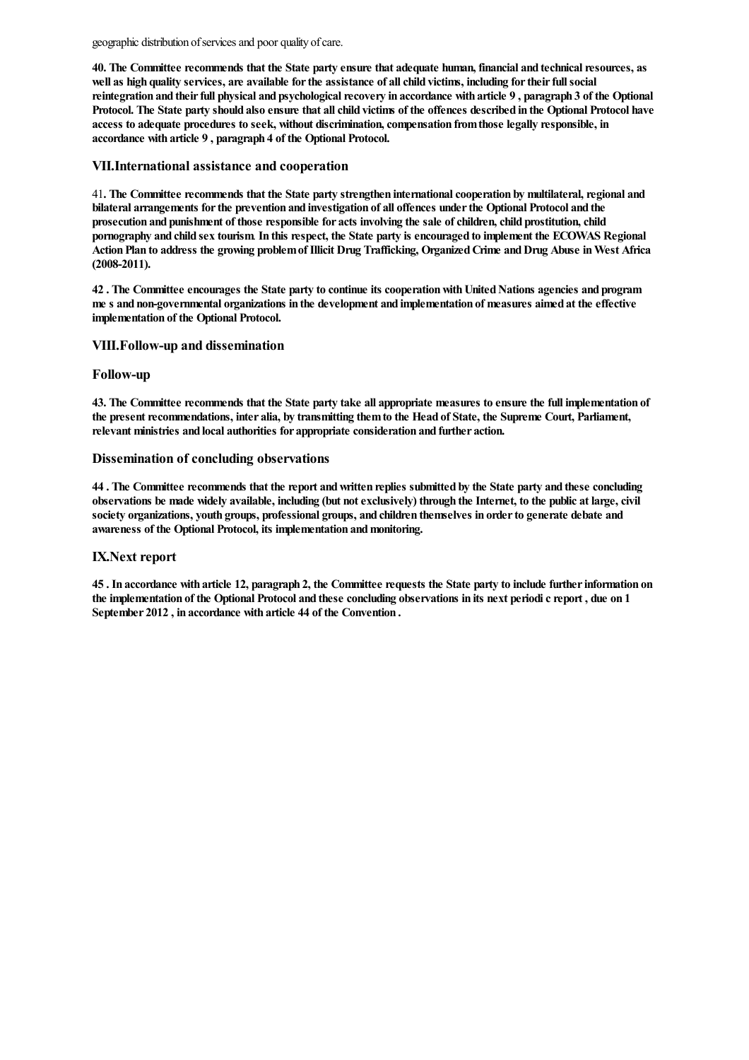geographic distribution of services and poor quality of care.

**40. The Committee recommends that the State party ensure that adequate human, financial and technical resources, as well as high quality services, are available for the assistance of all child victims, including for their full social reintegration and their full physical and psychological recovery in accordance with article 9 , paragraph 3 of the Optional Protocol. The State party should also ensure that all child victims of the offences described in the Optional Protocol have access to adequate procedures to seek, without discrimination, compensation from those legally responsible, in accordance with article 9 , paragraph 4 of the Optional Protocol.**

## VII.International assistance and cooperation

41**. The Committee recommends that the State party strengthen international cooperation by multilateral, regional and bilateral arrangements for the prevention and investigation of all offences under the Optional Protocol and the prosecution and punishment of those responsible for acts involving the sale of children, child prostitution, child pornography and child sex tourism. In this respect, the State party is encouraged to implement the ECOWAS Regional Action Plan to address the growing problem of Illicit Drug Trafficking, Organized Crime and Drug Abuse in West Africa (2008-2011).**

**42 . The Committee encourages the State party to continue its cooperation with United Nations agencies and program me s and non-governmental organizations in the development and implementation of measures aimed at the effective implementation of the Optional Protocol.**

## VIII.Follow-up and dissemination

### Follow-up

**43. The Committee recommends that the State party take all appropriate measures to ensure the full implementation of the present recommendations, inter alia, by transmitting them to the Head of State, the Supreme Court, Parliament, relevant ministries and local authorities for appropriate consideration and further action.**

### Dissemination of concluding observations

**44 . The Committee recommends that the report and written replies submitted by the State party and these concluding observations be made widely available, including (but not exclusively) through the Internet, to the public at large, civil society organizations, youth groups, professional groups, and children themselves in order to generate debate and awareness of the Optional Protocol, its implementation and monitoring.**

## IX.Next report

**45 . In accordance with article 12, paragraph 2, the Committee requests the State party to include further information on the implementation of the Optional Protocol and these concluding observations in its next periodi c report , due on 1 September 2012 , in accordance with article 44 of the Convention .**